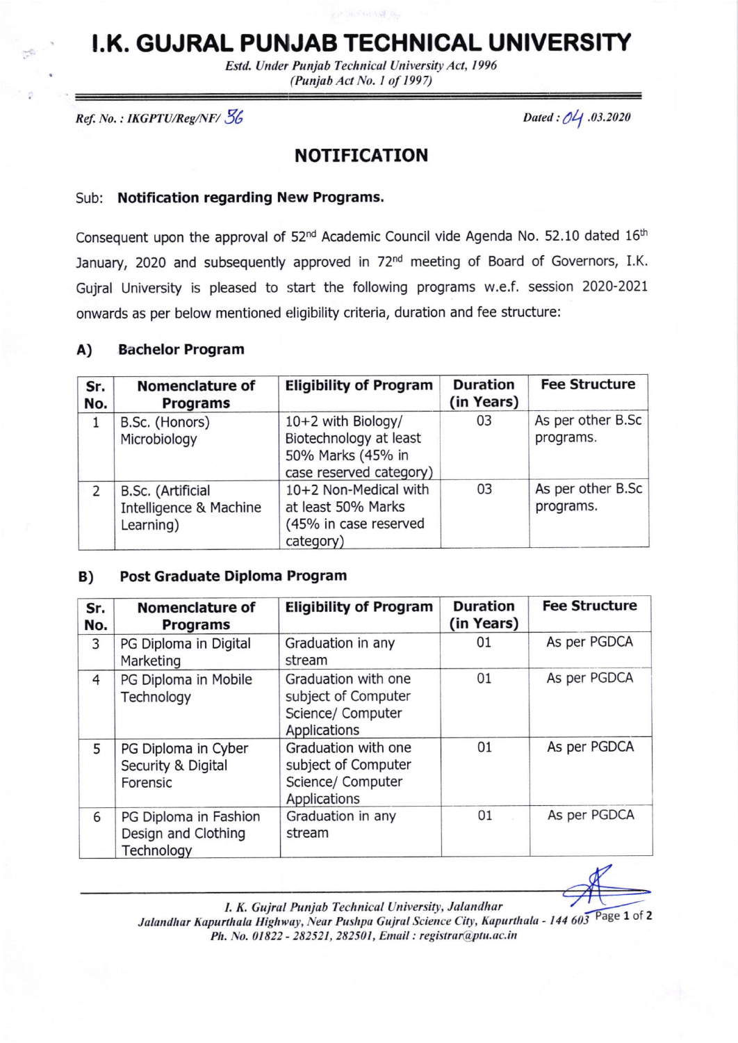# I.K. GUJRAL PUNJAB TECHNICAL UNIVERSITY

*Estd. Under Punjab Technical University Act, 1996*
*(Punjab Act No. 1 of 1997)*

*Ref. No. : IKGPTU/Reg/NF/ 36* *Dated : 04 .03.2020*

## NOTIFICATION

Sub: **Notification regarding New Programs.**

Consequent upon the approval of 52nd Academic Council vide Agenda No. 52.10 dated 16th January, 2020 and subsequently approved in 72nd meeting of Board of Governors, I.K. Gujral University is pleased to start the following programs w.e.f. session 2020-2021 onwards as per below mentioned eligibility criteria, duration and fee structure:

### A) Bachelor Program

| Sr. No. | Nomenclature of Programs | Eligibility of Program | Duration (in Years) | Fee Structure |
|---|---|---|---|---|
| 1 | B.Sc. (Honors) Microbiology | 10+2 with Biology/ Biotechnology at least 50% Marks (45% in case reserved category) | 03 | As per other B.Sc programs. |
| 2 | B.Sc. (Artificial Intelligence & Machine Learning) | 10+2 Non-Medical with at least 50% Marks (45% in case reserved category) | 03 | As per other B.Sc programs. |

### B) Post Graduate Diploma Program

| Sr. No. | Nomenclature of Programs | Eligibility of Program | Duration (in Years) | Fee Structure |
|---|---|---|---|---|
| 3 | PG Diploma in Digital Marketing | Graduation in any stream | 01 | As per PGDCA |
| 4 | PG Diploma in Mobile Technology | Graduation with one subject of Computer Science/ Computer Applications | 01 | As per PGDCA |
| 5 | PG Diploma in Cyber Security & Digital Forensic | Graduation with one subject of Computer Science/ Computer Applications | 01 | As per PGDCA |
| 6 | PG Diploma in Fashion Design and Clothing Technology | Graduation in any stream | 01 | As per PGDCA |

*I. K. Gujral Punjab Technical University, Jalandhar*
*Jalandhar Kapurthala Highway, Near Pushpa Gujral Science City, Kapurthala - 144 603*
*Ph. No. 01822 - 282521, 282501, Email : registrar@ptu.ac.in*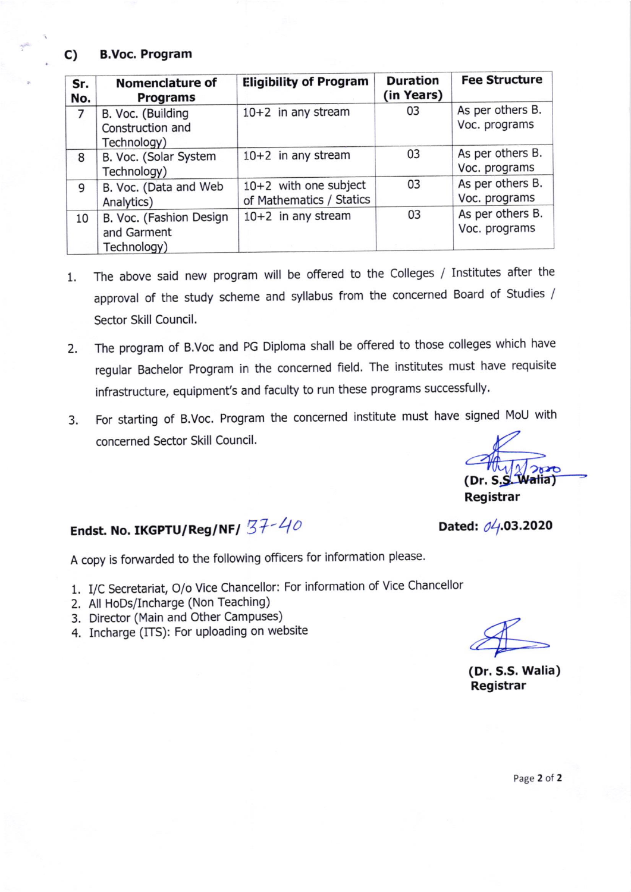### C) B.Voc. Program

| Sr. No. | Nomenclature of Programs | Eligibility of Program | Duration (in Years) | Fee Structure |
|---|---|---|---|---|
| 7 | B. Voc. (Building Construction and Technology) | 10+2 in any stream | 03 | As per others B. Voc. programs |
| 8 | B. Voc. (Solar System Technology) | 10+2 in any stream | 03 | As per others B. Voc. programs |
| 9 | B. Voc. (Data and Web Analytics) | 10+2 with one subject of Mathematics / Statics | 03 | As per others B. Voc. programs |
| 10 | B. Voc. (Fashion Design and Garment Technology) | 10+2 in any stream | 03 | As per others B. Voc. programs |

1. The above said new program will be offered to the Colleges / Institutes after the approval of the study scheme and syllabus from the concerned Board of Studies / Sector Skill Council.
2. The program of B.Voc and PG Diploma shall be offered to those colleges which have regular Bachelor Program in the concerned field. The institutes must have requisite infrastructure, equipment's and faculty to run these programs successfully.
3. For starting of B.Voc. Program the concerned institute must have signed MoU with concerned Sector Skill Council.

**(Dr. S.S. Walia)**
**Registrar**

**Endst. No. IKGPTU/Reg/NF/ 37-40** **Dated: 04.03.2020**

A copy is forwarded to the following officers for information please.

1. I/C Secretariat, O/o Vice Chancellor: For information of Vice Chancellor
2. All HoDs/Incharge (Non Teaching)
3. Director (Main and Other Campuses)
4. Incharge (ITS): For uploading on website

**(Dr. S.S. Walia)**
**Registrar**